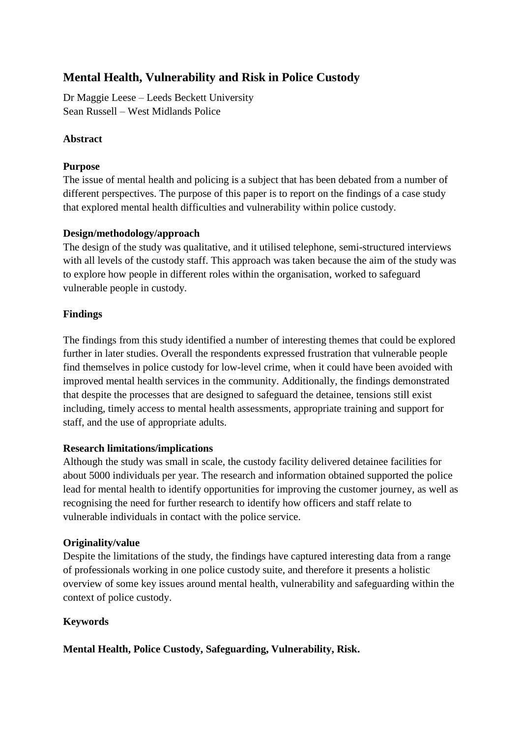# Mental Health, Vulnerability and Risk in Police Custody

Dr Maggie Leese – Leeds Beckett University
Sean Russell – West Midlands Police

## Abstract

### Purpose

The issue of mental health and policing is a subject that has been debated from a number of different perspectives. The purpose of this paper is to report on the findings of a case study that explored mental health difficulties and vulnerability within police custody.

### Design/methodology/approach

The design of the study was qualitative, and it utilised telephone, semi-structured interviews with all levels of the custody staff. This approach was taken because the aim of the study was to explore how people in different roles within the organisation, worked to safeguard vulnerable people in custody.

### Findings

The findings from this study identified a number of interesting themes that could be explored further in later studies. Overall the respondents expressed frustration that vulnerable people find themselves in police custody for low-level crime, when it could have been avoided with improved mental health services in the community. Additionally, the findings demonstrated that despite the processes that are designed to safeguard the detainee, tensions still exist including, timely access to mental health assessments, appropriate training and support for staff, and the use of appropriate adults.

### Research limitations/implications

Although the study was small in scale, the custody facility delivered detainee facilities for about 5000 individuals per year. The research and information obtained supported the police lead for mental health to identify opportunities for improving the customer journey, as well as recognising the need for further research to identify how officers and staff relate to vulnerable individuals in contact with the police service.

### Originality/value

Despite the limitations of the study, the findings have captured interesting data from a range of professionals working in one police custody suite, and therefore it presents a holistic overview of some key issues around mental health, vulnerability and safeguarding within the context of police custody.

### Keywords

**Mental Health, Police Custody, Safeguarding, Vulnerability, Risk.**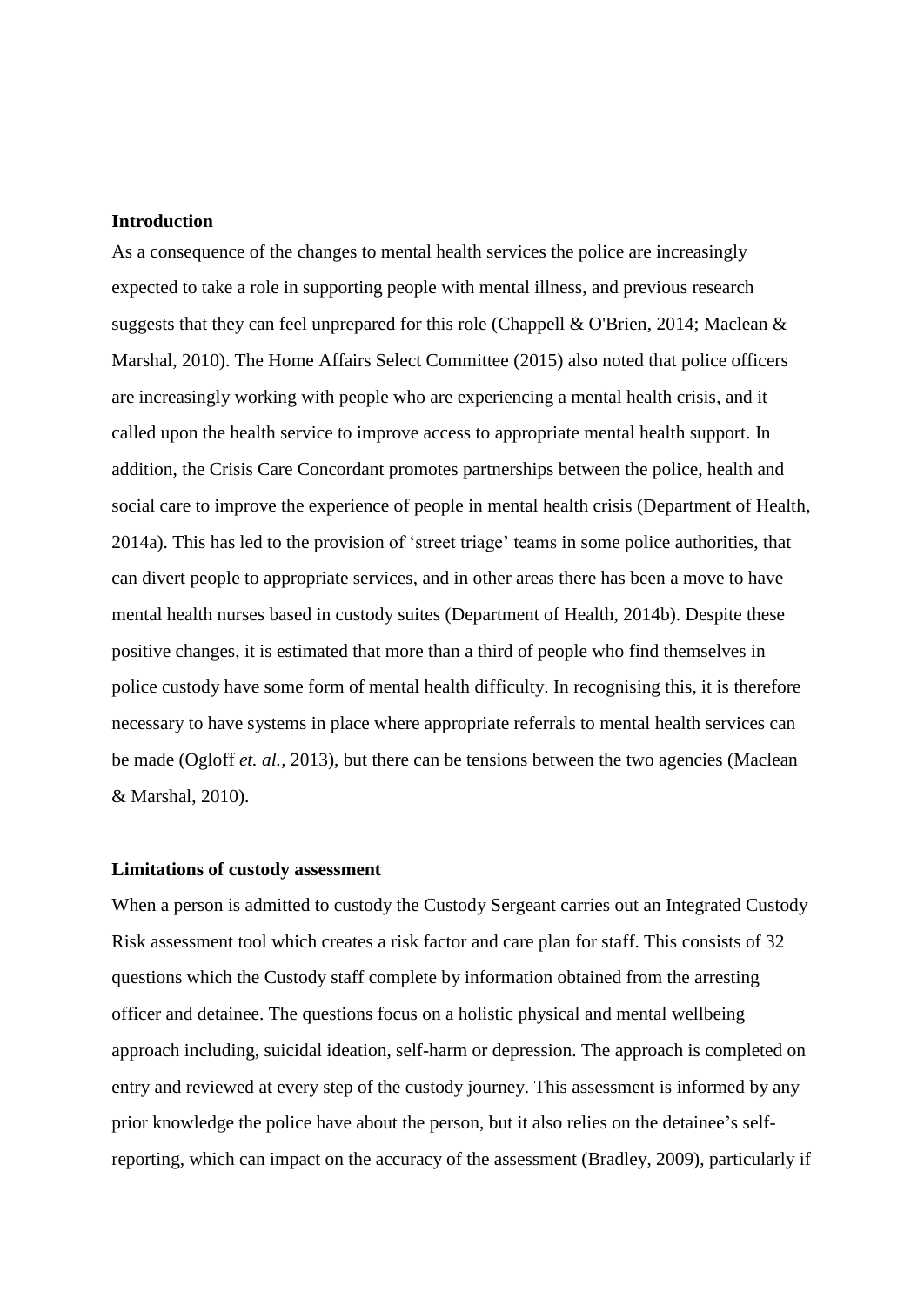**Introduction**

As a consequence of the changes to mental health services the police are increasingly expected to take a role in supporting people with mental illness, and previous research suggests that they can feel unprepared for this role (Chappell & O'Brien, 2014; Maclean & Marshal, 2010). The Home Affairs Select Committee (2015) also noted that police officers are increasingly working with people who are experiencing a mental health crisis, and it called upon the health service to improve access to appropriate mental health support. In addition, the Crisis Care Concordant promotes partnerships between the police, health and social care to improve the experience of people in mental health crisis (Department of Health, 2014a). This has led to the provision of 'street triage' teams in some police authorities, that can divert people to appropriate services, and in other areas there has been a move to have mental health nurses based in custody suites (Department of Health, 2014b). Despite these positive changes, it is estimated that more than a third of people who find themselves in police custody have some form of mental health difficulty. In recognising this, it is therefore necessary to have systems in place where appropriate referrals to mental health services can be made (Ogloff *et. al.*, 2013), but there can be tensions between the two agencies (Maclean & Marshal, 2010).

**Limitations of custody assessment**

When a person is admitted to custody the Custody Sergeant carries out an Integrated Custody Risk assessment tool which creates a risk factor and care plan for staff. This consists of 32 questions which the Custody staff complete by information obtained from the arresting officer and detainee. The questions focus on a holistic physical and mental wellbeing approach including, suicidal ideation, self-harm or depression. The approach is completed on entry and reviewed at every step of the custody journey. This assessment is informed by any prior knowledge the police have about the person, but it also relies on the detainee's self-reporting, which can impact on the accuracy of the assessment (Bradley, 2009), particularly if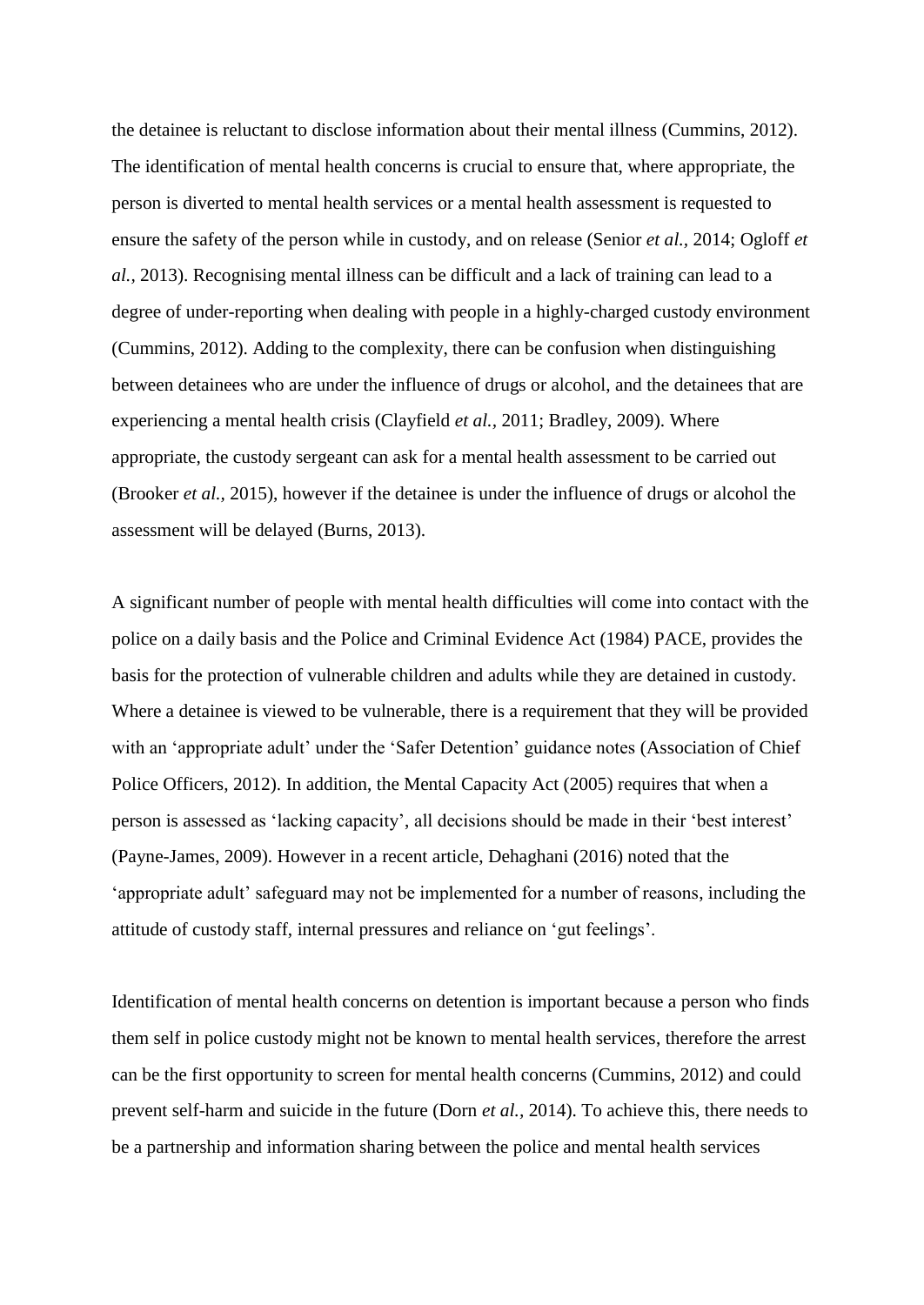the detainee is reluctant to disclose information about their mental illness (Cummins, 2012). The identification of mental health concerns is crucial to ensure that, where appropriate, the person is diverted to mental health services or a mental health assessment is requested to ensure the safety of the person while in custody, and on release (Senior *et al.*, 2014; Ogloff *et al.,* 2013). Recognising mental illness can be difficult and a lack of training can lead to a degree of under-reporting when dealing with people in a highly-charged custody environment (Cummins, 2012). Adding to the complexity, there can be confusion when distinguishing between detainees who are under the influence of drugs or alcohol, and the detainees that are experiencing a mental health crisis (Clayfield *et al.,* 2011; Bradley, 2009). Where appropriate, the custody sergeant can ask for a mental health assessment to be carried out (Brooker *et al.,* 2015), however if the detainee is under the influence of drugs or alcohol the assessment will be delayed (Burns, 2013).

A significant number of people with mental health difficulties will come into contact with the police on a daily basis and the Police and Criminal Evidence Act (1984) PACE, provides the basis for the protection of vulnerable children and adults while they are detained in custody. Where a detainee is viewed to be vulnerable, there is a requirement that they will be provided with an 'appropriate adult' under the 'Safer Detention' guidance notes (Association of Chief Police Officers, 2012). In addition, the Mental Capacity Act (2005) requires that when a person is assessed as 'lacking capacity', all decisions should be made in their 'best interest' (Payne-James, 2009). However in a recent article, Dehaghani (2016) noted that the 'appropriate adult' safeguard may not be implemented for a number of reasons, including the attitude of custody staff, internal pressures and reliance on 'gut feelings'.

Identification of mental health concerns on detention is important because a person who finds them self in police custody might not be known to mental health services, therefore the arrest can be the first opportunity to screen for mental health concerns (Cummins, 2012) and could prevent self-harm and suicide in the future (Dorn *et al.,* 2014). To achieve this, there needs to be a partnership and information sharing between the police and mental health services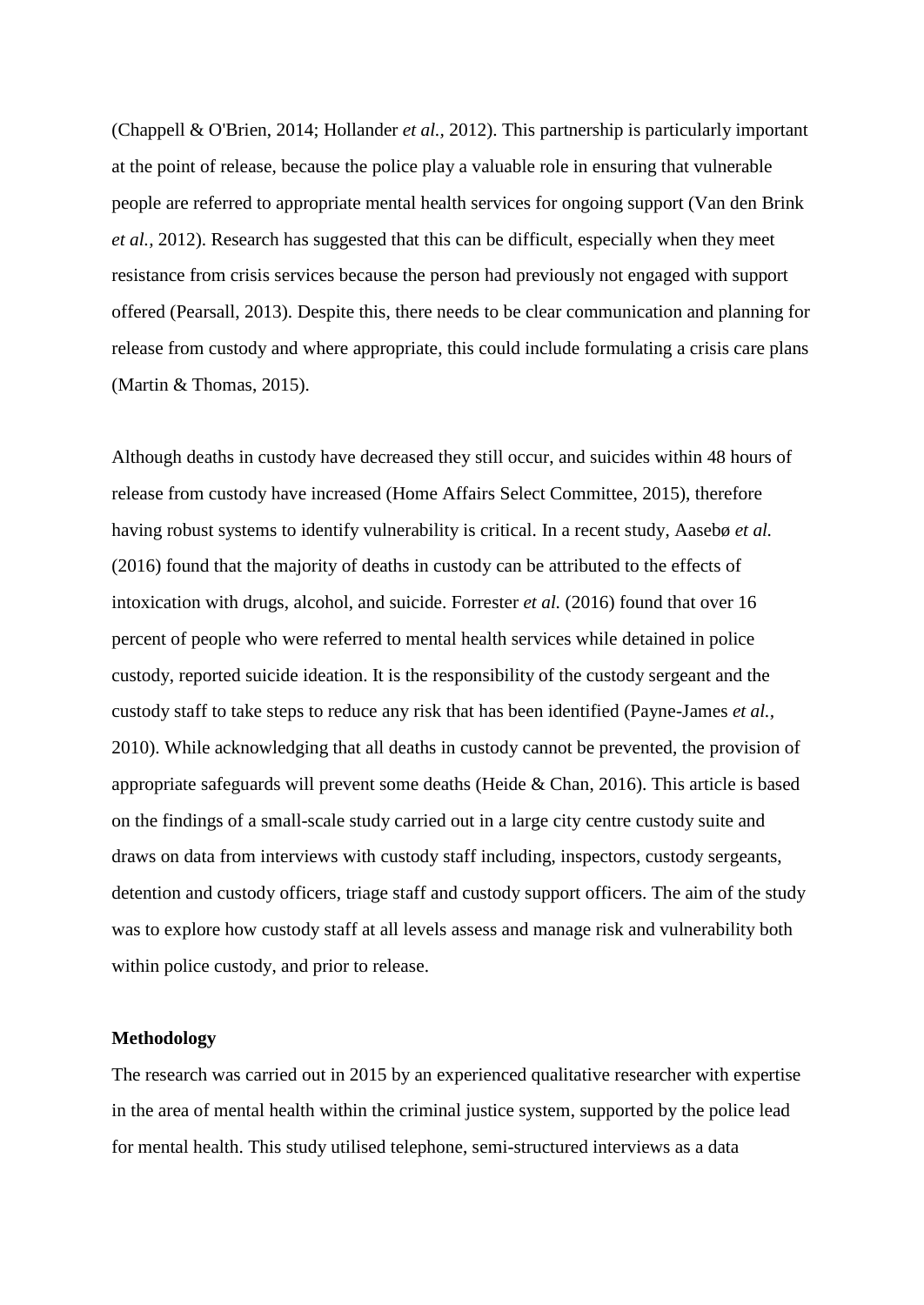(Chappell & O'Brien, 2014; Hollander *et al.*, 2012). This partnership is particularly important at the point of release, because the police play a valuable role in ensuring that vulnerable people are referred to appropriate mental health services for ongoing support (Van den Brink *et al.*, 2012). Research has suggested that this can be difficult, especially when they meet resistance from crisis services because the person had previously not engaged with support offered (Pearsall, 2013). Despite this, there needs to be clear communication and planning for release from custody and where appropriate, this could include formulating a crisis care plans (Martin & Thomas, 2015).

Although deaths in custody have decreased they still occur, and suicides within 48 hours of release from custody have increased (Home Affairs Select Committee, 2015), therefore having robust systems to identify vulnerability is critical. In a recent study, Aasebø *et al.* (2016) found that the majority of deaths in custody can be attributed to the effects of intoxication with drugs, alcohol, and suicide. Forrester *et al.* (2016) found that over 16 percent of people who were referred to mental health services while detained in police custody, reported suicide ideation. It is the responsibility of the custody sergeant and the custody staff to take steps to reduce any risk that has been identified (Payne-James *et al.*, 2010). While acknowledging that all deaths in custody cannot be prevented, the provision of appropriate safeguards will prevent some deaths (Heide & Chan, 2016). This article is based on the findings of a small-scale study carried out in a large city centre custody suite and draws on data from interviews with custody staff including, inspectors, custody sergeants, detention and custody officers, triage staff and custody support officers. The aim of the study was to explore how custody staff at all levels assess and manage risk and vulnerability both within police custody, and prior to release.

**Methodology**

The research was carried out in 2015 by an experienced qualitative researcher with expertise in the area of mental health within the criminal justice system, supported by the police lead for mental health. This study utilised telephone, semi-structured interviews as a data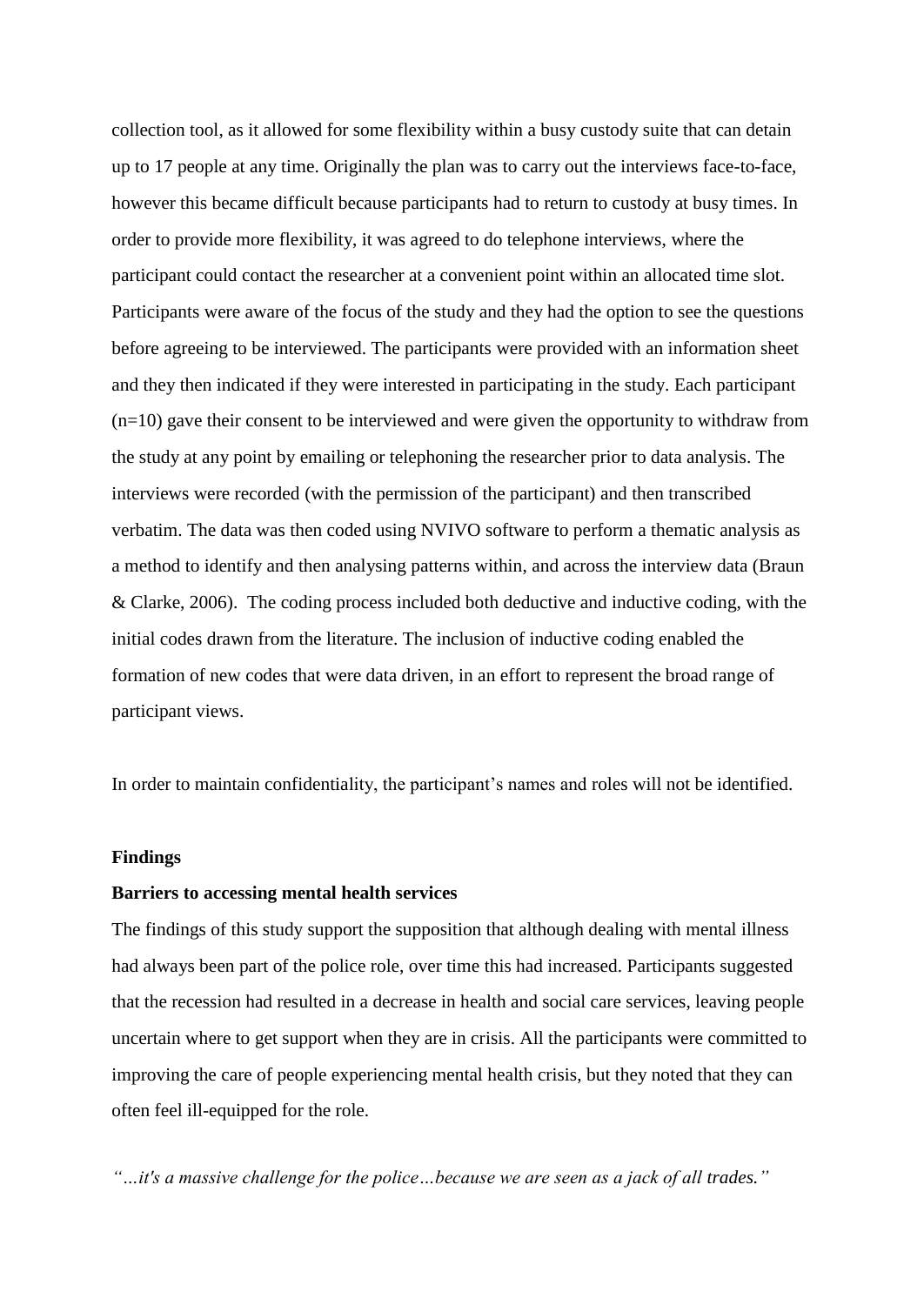collection tool, as it allowed for some flexibility within a busy custody suite that can detain up to 17 people at any time. Originally the plan was to carry out the interviews face-to-face, however this became difficult because participants had to return to custody at busy times. In order to provide more flexibility, it was agreed to do telephone interviews, where the participant could contact the researcher at a convenient point within an allocated time slot. Participants were aware of the focus of the study and they had the option to see the questions before agreeing to be interviewed. The participants were provided with an information sheet and they then indicated if they were interested in participating in the study. Each participant (n=10) gave their consent to be interviewed and were given the opportunity to withdraw from the study at any point by emailing or telephoning the researcher prior to data analysis. The interviews were recorded (with the permission of the participant) and then transcribed verbatim. The data was then coded using NVIVO software to perform a thematic analysis as a method to identify and then analysing patterns within, and across the interview data (Braun & Clarke, 2006). The coding process included both deductive and inductive coding, with the initial codes drawn from the literature. The inclusion of inductive coding enabled the formation of new codes that were data driven, in an effort to represent the broad range of participant views.

In order to maintain confidentiality, the participant's names and roles will not be identified.

## Findings

### Barriers to accessing mental health services

The findings of this study support the supposition that although dealing with mental illness had always been part of the police role, over time this had increased. Participants suggested that the recession had resulted in a decrease in health and social care services, leaving people uncertain where to get support when they are in crisis. All the participants were committed to improving the care of people experiencing mental health crisis, but they noted that they can often feel ill-equipped for the role.

*"…it's a massive challenge for the police…because we are seen as a jack of all trades."*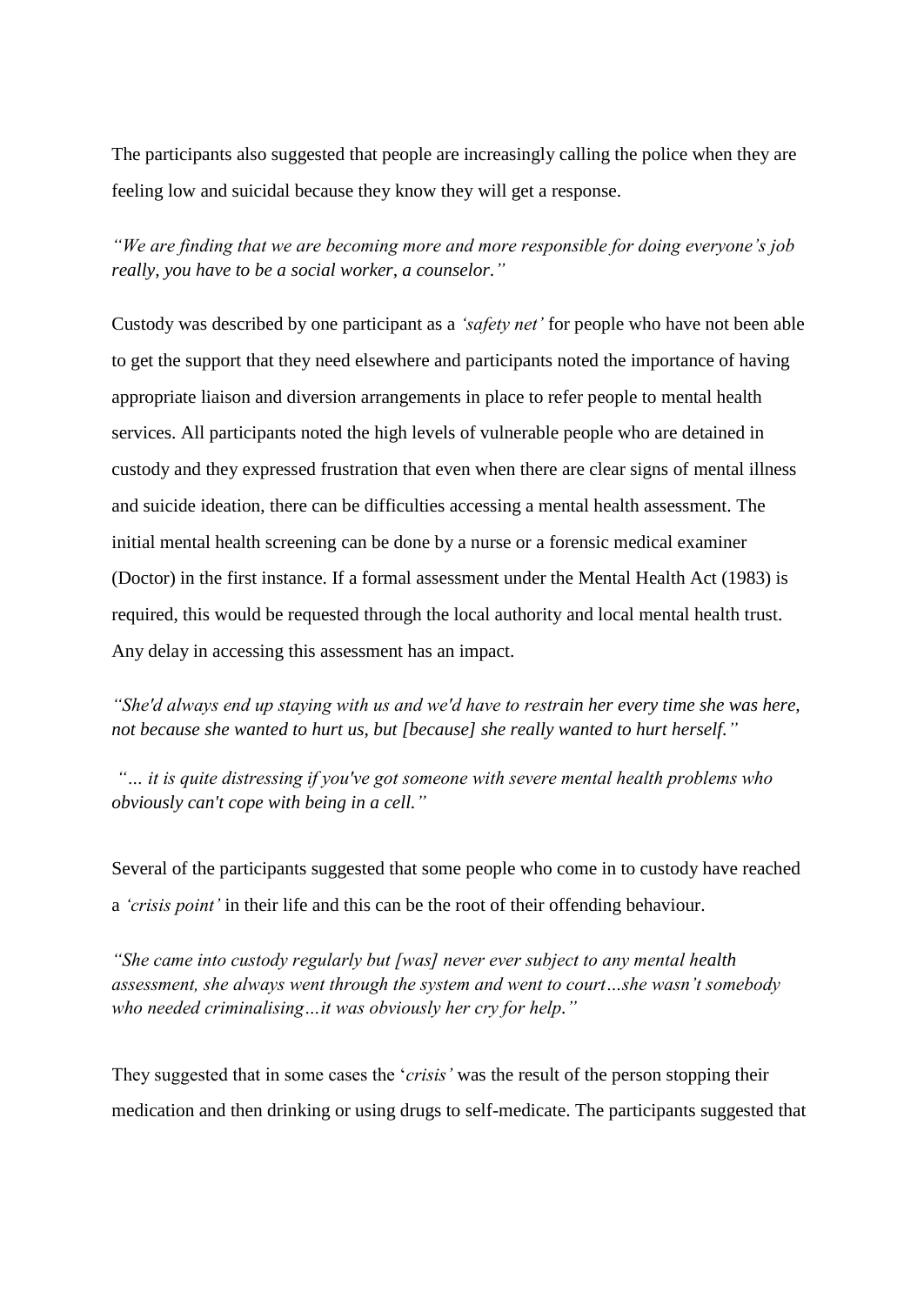The participants also suggested that people are increasingly calling the police when they are feeling low and suicidal because they know they will get a response.

*"We are finding that we are becoming more and more responsible for doing everyone's job really, you have to be a social worker, a counselor."*

Custody was described by one participant as a *'safety net'* for people who have not been able to get the support that they need elsewhere and participants noted the importance of having appropriate liaison and diversion arrangements in place to refer people to mental health services. All participants noted the high levels of vulnerable people who are detained in custody and they expressed frustration that even when there are clear signs of mental illness and suicide ideation, there can be difficulties accessing a mental health assessment. The initial mental health screening can be done by a nurse or a forensic medical examiner (Doctor) in the first instance. If a formal assessment under the Mental Health Act (1983) is required, this would be requested through the local authority and local mental health trust. Any delay in accessing this assessment has an impact.

*"She'd always end up staying with us and we'd have to restrain her every time she was here, not because she wanted to hurt us, but [because] she really wanted to hurt herself."*

*"… it is quite distressing if you've got someone with severe mental health problems who obviously can't cope with being in a cell."*

Several of the participants suggested that some people who come in to custody have reached a *'crisis point'* in their life and this can be the root of their offending behaviour.

*"She came into custody regularly but [was] never ever subject to any mental health assessment, she always went through the system and went to court…she wasn't somebody who needed criminalising…it was obviously her cry for help."*

They suggested that in some cases the '*crisis'* was the result of the person stopping their medication and then drinking or using drugs to self-medicate. The participants suggested that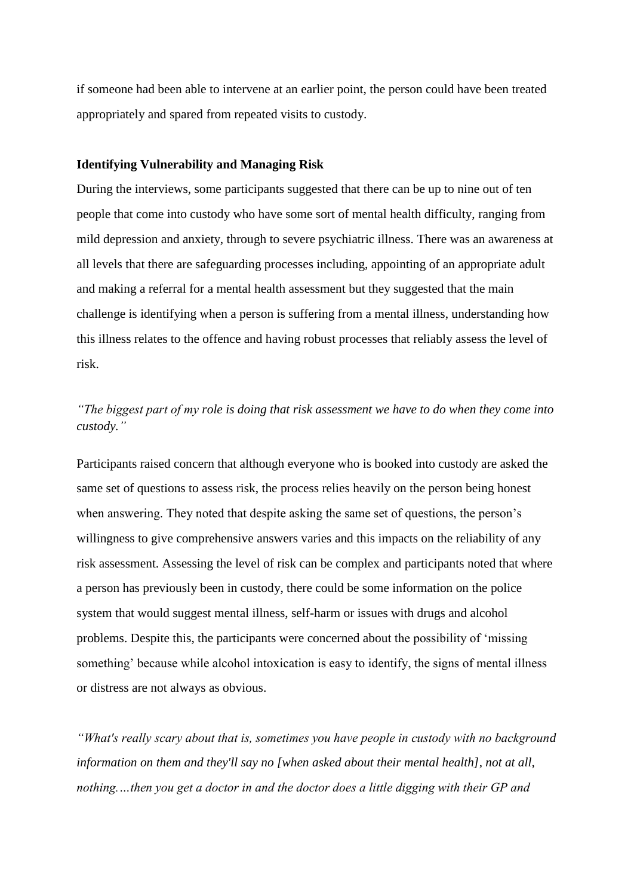if someone had been able to intervene at an earlier point, the person could have been treated appropriately and spared from repeated visits to custody.

**Identifying Vulnerability and Managing Risk**

During the interviews, some participants suggested that there can be up to nine out of ten people that come into custody who have some sort of mental health difficulty, ranging from mild depression and anxiety, through to severe psychiatric illness. There was an awareness at all levels that there are safeguarding processes including, appointing of an appropriate adult and making a referral for a mental health assessment but they suggested that the main challenge is identifying when a person is suffering from a mental illness, understanding how this illness relates to the offence and having robust processes that reliably assess the level of risk.

*"The biggest part of my role is doing that risk assessment we have to do when they come into custody."*

Participants raised concern that although everyone who is booked into custody are asked the same set of questions to assess risk, the process relies heavily on the person being honest when answering. They noted that despite asking the same set of questions, the person's willingness to give comprehensive answers varies and this impacts on the reliability of any risk assessment. Assessing the level of risk can be complex and participants noted that where a person has previously been in custody, there could be some information on the police system that would suggest mental illness, self-harm or issues with drugs and alcohol problems. Despite this, the participants were concerned about the possibility of 'missing something' because while alcohol intoxication is easy to identify, the signs of mental illness or distress are not always as obvious.

*"What's really scary about that is, sometimes you have people in custody with no background information on them and they'll say no [when asked about their mental health], not at all, nothing.…then you get a doctor in and the doctor does a little digging with their GP and*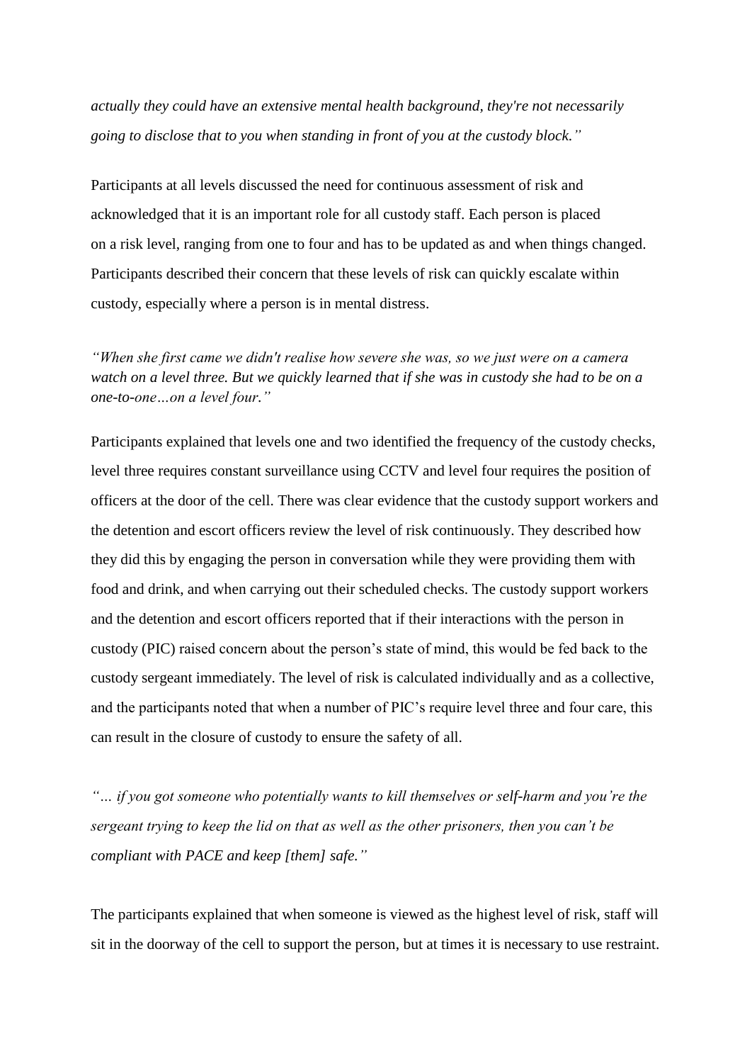*actually they could have an extensive mental health background, they're not necessarily going to disclose that to you when standing in front of you at the custody block."*

Participants at all levels discussed the need for continuous assessment of risk and acknowledged that it is an important role for all custody staff. Each person is placed on a risk level, ranging from one to four and has to be updated as and when things changed. Participants described their concern that these levels of risk can quickly escalate within custody, especially where a person is in mental distress.

*"When she first came we didn't realise how severe she was, so we just were on a camera watch on a level three. But we quickly learned that if she was in custody she had to be on a one-to-one…on a level four."*

Participants explained that levels one and two identified the frequency of the custody checks, level three requires constant surveillance using CCTV and level four requires the position of officers at the door of the cell. There was clear evidence that the custody support workers and the detention and escort officers review the level of risk continuously. They described how they did this by engaging the person in conversation while they were providing them with food and drink, and when carrying out their scheduled checks. The custody support workers and the detention and escort officers reported that if their interactions with the person in custody (PIC) raised concern about the person's state of mind, this would be fed back to the custody sergeant immediately. The level of risk is calculated individually and as a collective, and the participants noted that when a number of PIC's require level three and four care, this can result in the closure of custody to ensure the safety of all.

*"… if you got someone who potentially wants to kill themselves or self-harm and you're the sergeant trying to keep the lid on that as well as the other prisoners, then you can't be compliant with PACE and keep [them] safe."*

The participants explained that when someone is viewed as the highest level of risk, staff will sit in the doorway of the cell to support the person, but at times it is necessary to use restraint.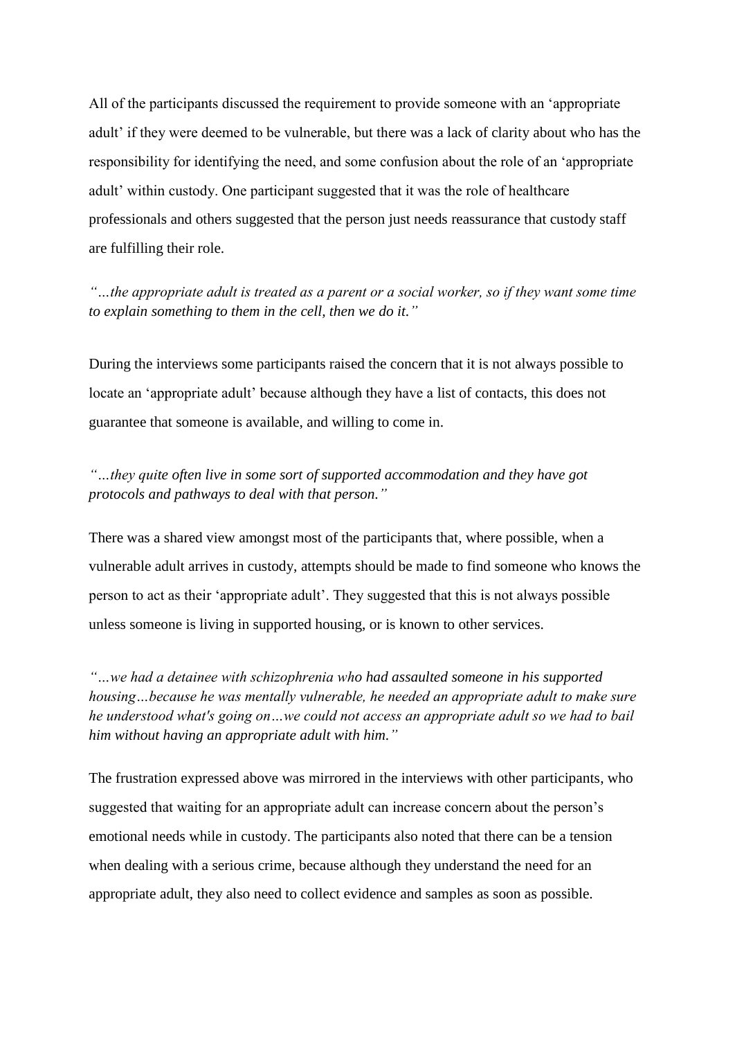All of the participants discussed the requirement to provide someone with an 'appropriate adult' if they were deemed to be vulnerable, but there was a lack of clarity about who has the responsibility for identifying the need, and some confusion about the role of an 'appropriate adult' within custody. One participant suggested that it was the role of healthcare professionals and others suggested that the person just needs reassurance that custody staff are fulfilling their role.

*"…the appropriate adult is treated as a parent or a social worker, so if they want some time to explain something to them in the cell, then we do it."*

During the interviews some participants raised the concern that it is not always possible to locate an 'appropriate adult' because although they have a list of contacts, this does not guarantee that someone is available, and willing to come in.

*"…they quite often live in some sort of supported accommodation and they have got protocols and pathways to deal with that person."*

There was a shared view amongst most of the participants that, where possible, when a vulnerable adult arrives in custody, attempts should be made to find someone who knows the person to act as their 'appropriate adult'. They suggested that this is not always possible unless someone is living in supported housing, or is known to other services.

*"…we had a detainee with schizophrenia who had assaulted someone in his supported housing…because he was mentally vulnerable, he needed an appropriate adult to make sure he understood what's going on…we could not access an appropriate adult so we had to bail him without having an appropriate adult with him."*

The frustration expressed above was mirrored in the interviews with other participants, who suggested that waiting for an appropriate adult can increase concern about the person's emotional needs while in custody. The participants also noted that there can be a tension when dealing with a serious crime, because although they understand the need for an appropriate adult, they also need to collect evidence and samples as soon as possible.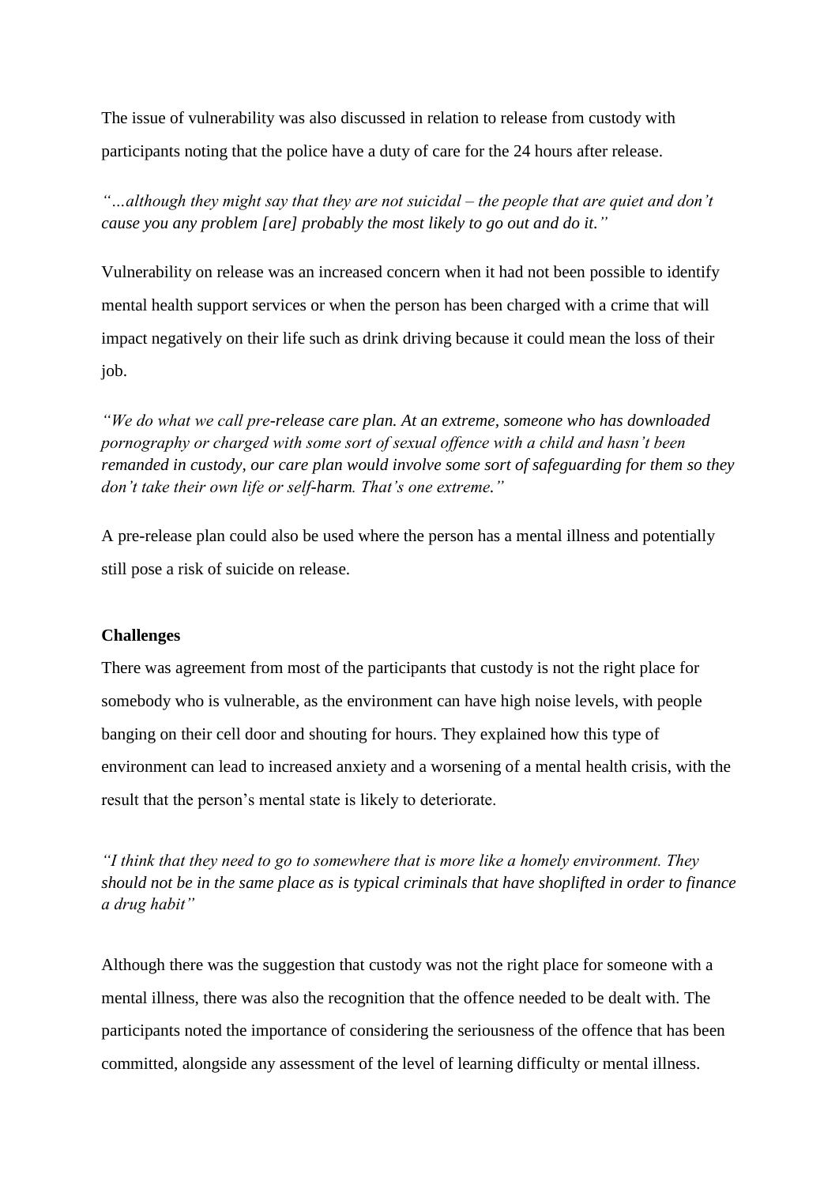The issue of vulnerability was also discussed in relation to release from custody with participants noting that the police have a duty of care for the 24 hours after release.

*"…although they might say that they are not suicidal – the people that are quiet and don't cause you any problem [are] probably the most likely to go out and do it."*

Vulnerability on release was an increased concern when it had not been possible to identify mental health support services or when the person has been charged with a crime that will impact negatively on their life such as drink driving because it could mean the loss of their job.

*"We do what we call pre-release care plan. At an extreme, someone who has downloaded pornography or charged with some sort of sexual offence with a child and hasn't been remanded in custody, our care plan would involve some sort of safeguarding for them so they don't take their own life or self-harm. That's one extreme."*

A pre-release plan could also be used where the person has a mental illness and potentially still pose a risk of suicide on release.

**Challenges**

There was agreement from most of the participants that custody is not the right place for somebody who is vulnerable, as the environment can have high noise levels, with people banging on their cell door and shouting for hours. They explained how this type of environment can lead to increased anxiety and a worsening of a mental health crisis, with the result that the person's mental state is likely to deteriorate.

*"I think that they need to go to somewhere that is more like a homely environment. They should not be in the same place as is typical criminals that have shoplifted in order to finance a drug habit"*

Although there was the suggestion that custody was not the right place for someone with a mental illness, there was also the recognition that the offence needed to be dealt with. The participants noted the importance of considering the seriousness of the offence that has been committed, alongside any assessment of the level of learning difficulty or mental illness.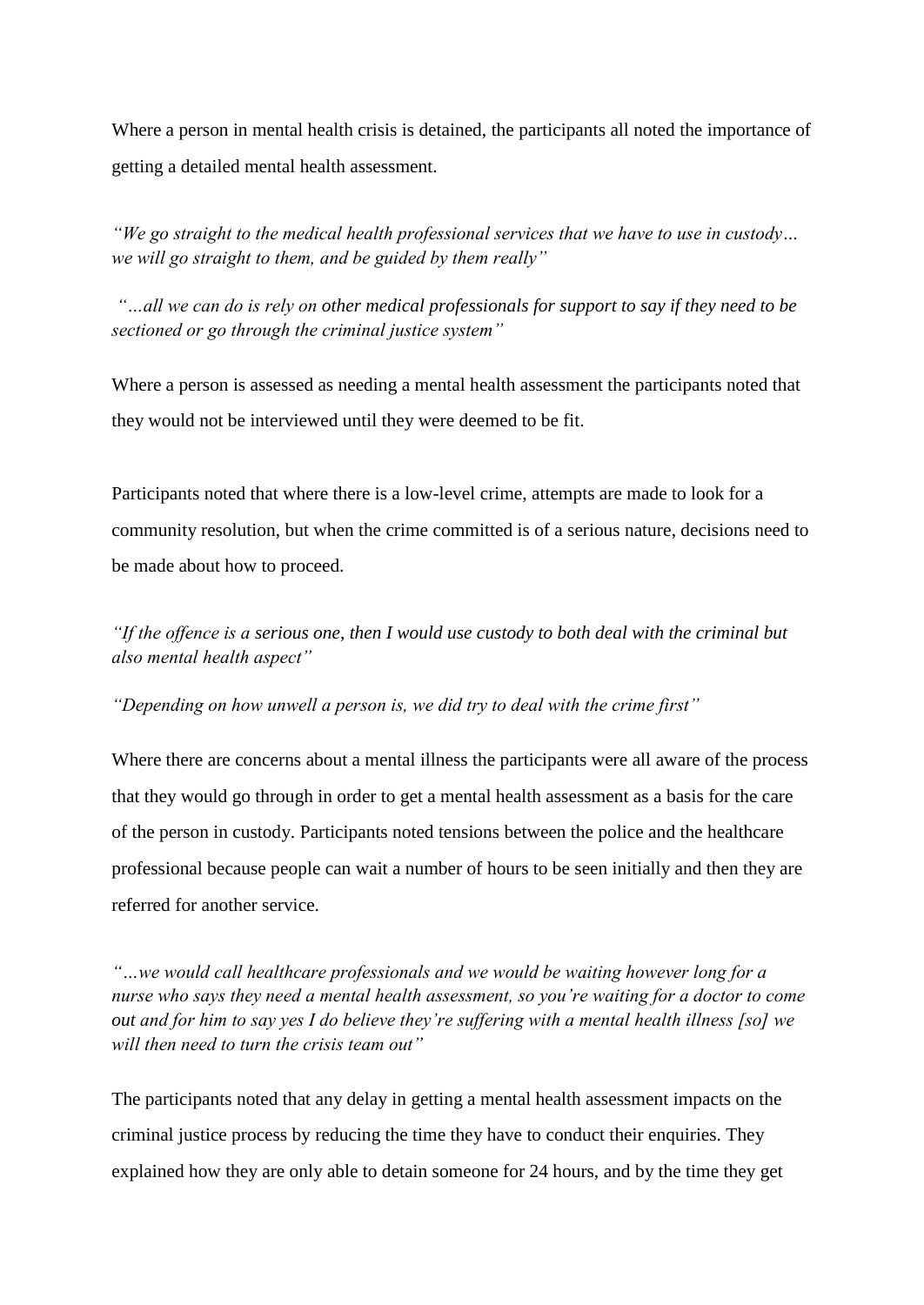Where a person in mental health crisis is detained, the participants all noted the importance of getting a detailed mental health assessment.

*"We go straight to the medical health professional services that we have to use in custody… we will go straight to them, and be guided by them really"*

*"…all we can do is rely on other medical professionals for support to say if they need to be sectioned or go through the criminal justice system"*

Where a person is assessed as needing a mental health assessment the participants noted that they would not be interviewed until they were deemed to be fit.

Participants noted that where there is a low-level crime, attempts are made to look for a community resolution, but when the crime committed is of a serious nature, decisions need to be made about how to proceed.

*"If the offence is a serious one, then I would use custody to both deal with the criminal but also mental health aspect"*

*"Depending on how unwell a person is, we did try to deal with the crime first"*

Where there are concerns about a mental illness the participants were all aware of the process that they would go through in order to get a mental health assessment as a basis for the care of the person in custody. Participants noted tensions between the police and the healthcare professional because people can wait a number of hours to be seen initially and then they are referred for another service.

*"…we would call healthcare professionals and we would be waiting however long for a nurse who says they need a mental health assessment, so you're waiting for a doctor to come out and for him to say yes I do believe they're suffering with a mental health illness [so] we will then need to turn the crisis team out"*

The participants noted that any delay in getting a mental health assessment impacts on the criminal justice process by reducing the time they have to conduct their enquiries. They explained how they are only able to detain someone for 24 hours, and by the time they get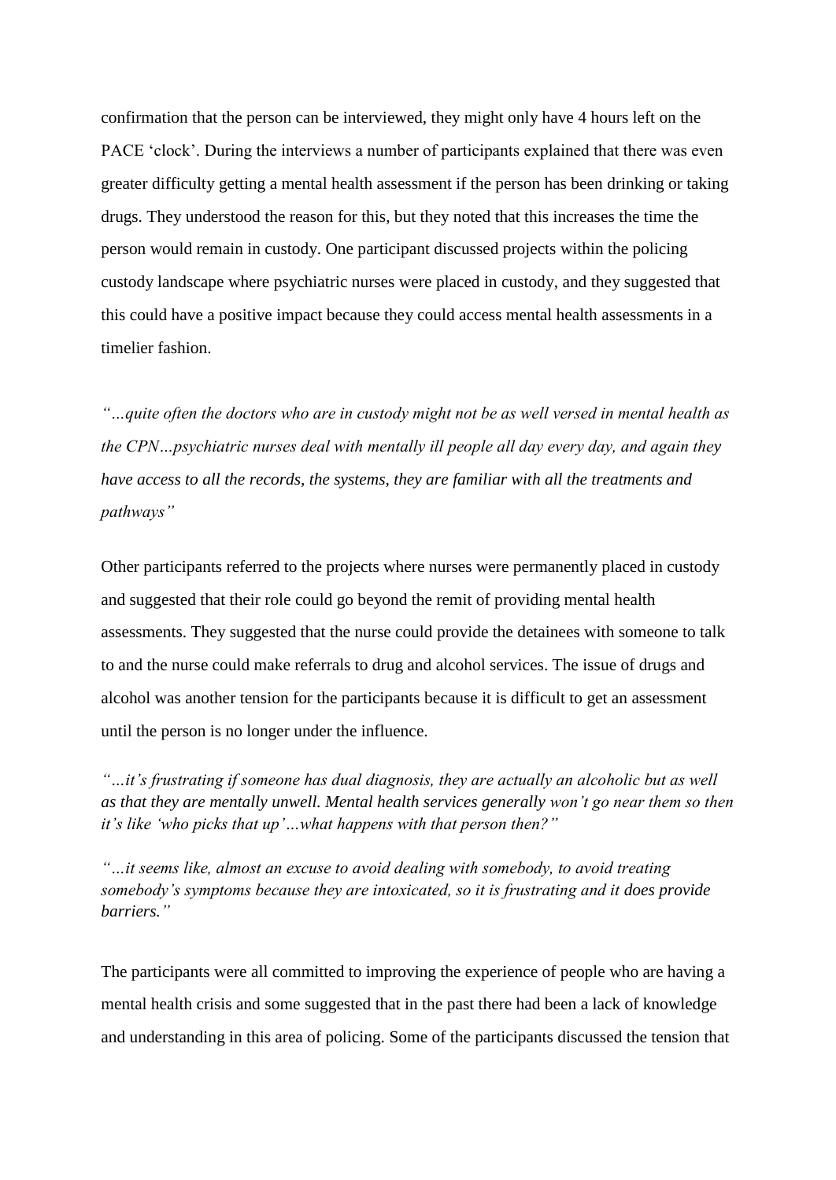confirmation that the person can be interviewed, they might only have 4 hours left on the PACE 'clock'. During the interviews a number of participants explained that there was even greater difficulty getting a mental health assessment if the person has been drinking or taking drugs. They understood the reason for this, but they noted that this increases the time the person would remain in custody. One participant discussed projects within the policing custody landscape where psychiatric nurses were placed in custody, and they suggested that this could have a positive impact because they could access mental health assessments in a timelier fashion.

*"…quite often the doctors who are in custody might not be as well versed in mental health as the CPN…psychiatric nurses deal with mentally ill people all day every day, and again they have access to all the records, the systems, they are familiar with all the treatments and pathways"*

Other participants referred to the projects where nurses were permanently placed in custody and suggested that their role could go beyond the remit of providing mental health assessments. They suggested that the nurse could provide the detainees with someone to talk to and the nurse could make referrals to drug and alcohol services. The issue of drugs and alcohol was another tension for the participants because it is difficult to get an assessment until the person is no longer under the influence.

*"…it's frustrating if someone has dual diagnosis, they are actually an alcoholic but as well as that they are mentally unwell. Mental health services generally won't go near them so then it's like 'who picks that up'…what happens with that person then?"*

*"…it seems like, almost an excuse to avoid dealing with somebody, to avoid treating somebody's symptoms because they are intoxicated, so it is frustrating and it does provide barriers."*

The participants were all committed to improving the experience of people who are having a mental health crisis and some suggested that in the past there had been a lack of knowledge and understanding in this area of policing. Some of the participants discussed the tension that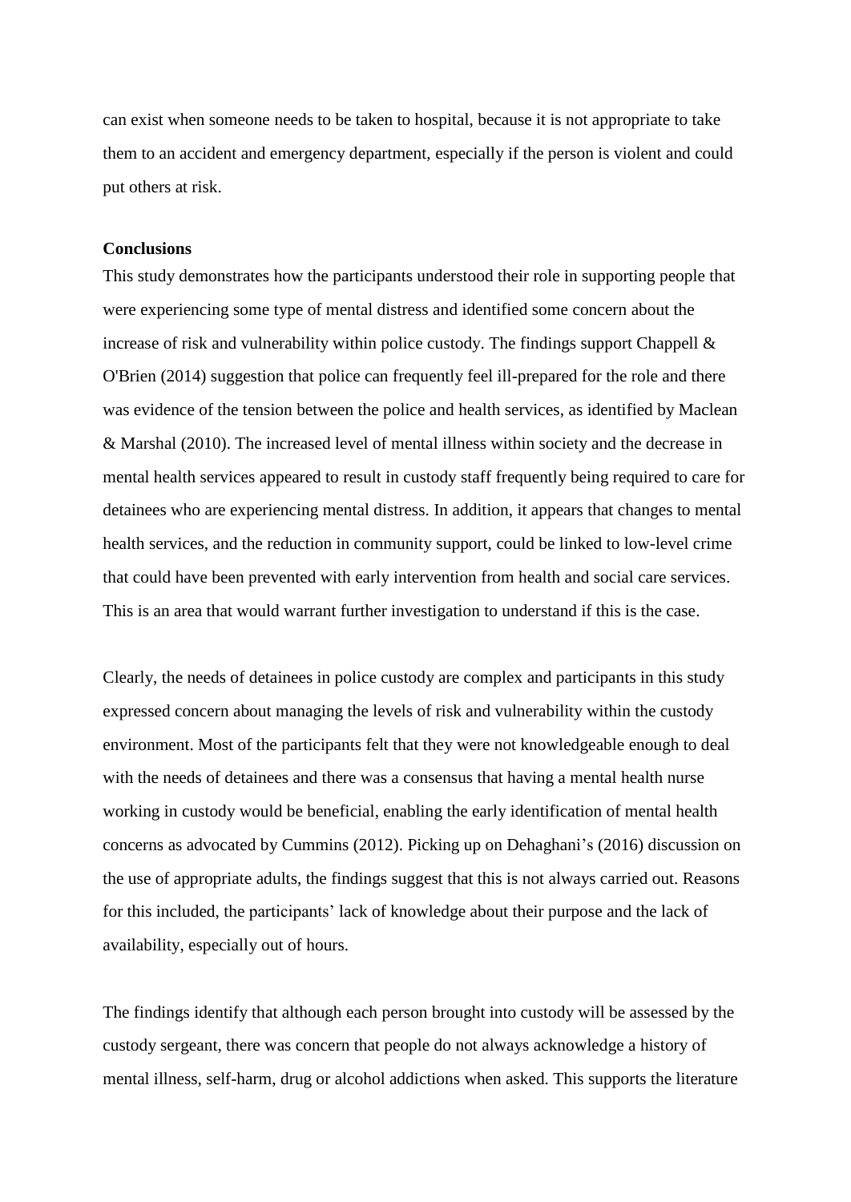can exist when someone needs to be taken to hospital, because it is not appropriate to take them to an accident and emergency department, especially if the person is violent and could put others at risk.

**Conclusions**

This study demonstrates how the participants understood their role in supporting people that were experiencing some type of mental distress and identified some concern about the increase of risk and vulnerability within police custody. The findings support Chappell & O'Brien (2014) suggestion that police can frequently feel ill-prepared for the role and there was evidence of the tension between the police and health services, as identified by Maclean & Marshal (2010). The increased level of mental illness within society and the decrease in mental health services appeared to result in custody staff frequently being required to care for detainees who are experiencing mental distress. In addition, it appears that changes to mental health services, and the reduction in community support, could be linked to low-level crime that could have been prevented with early intervention from health and social care services. This is an area that would warrant further investigation to understand if this is the case.

Clearly, the needs of detainees in police custody are complex and participants in this study expressed concern about managing the levels of risk and vulnerability within the custody environment. Most of the participants felt that they were not knowledgeable enough to deal with the needs of detainees and there was a consensus that having a mental health nurse working in custody would be beneficial, enabling the early identification of mental health concerns as advocated by Cummins (2012). Picking up on Dehaghani's (2016) discussion on the use of appropriate adults, the findings suggest that this is not always carried out. Reasons for this included, the participants' lack of knowledge about their purpose and the lack of availability, especially out of hours.

The findings identify that although each person brought into custody will be assessed by the custody sergeant, there was concern that people do not always acknowledge a history of mental illness, self-harm, drug or alcohol addictions when asked. This supports the literature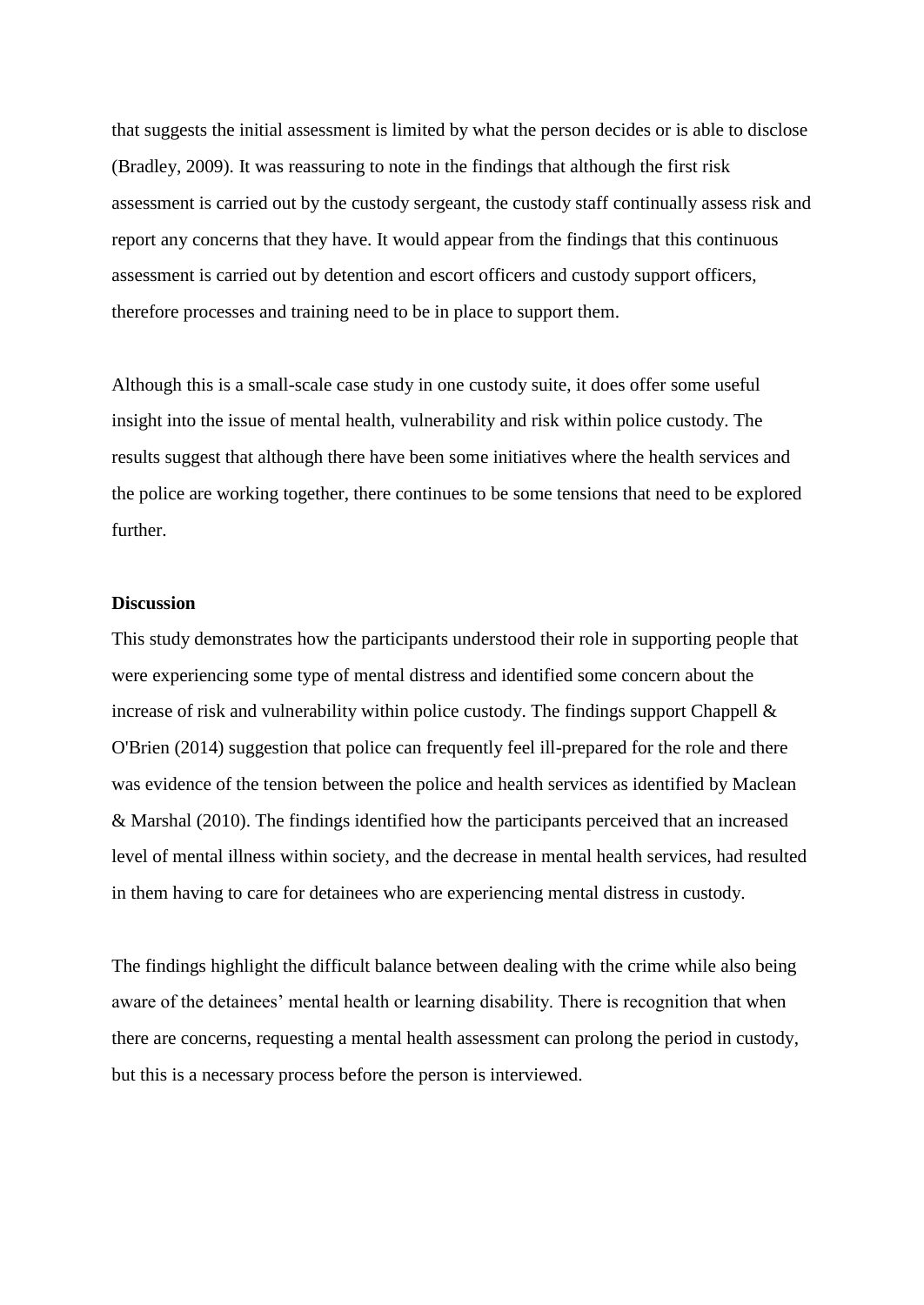that suggests the initial assessment is limited by what the person decides or is able to disclose (Bradley, 2009). It was reassuring to note in the findings that although the first risk assessment is carried out by the custody sergeant, the custody staff continually assess risk and report any concerns that they have. It would appear from the findings that this continuous assessment is carried out by detention and escort officers and custody support officers, therefore processes and training need to be in place to support them.

Although this is a small-scale case study in one custody suite, it does offer some useful insight into the issue of mental health, vulnerability and risk within police custody. The results suggest that although there have been some initiatives where the health services and the police are working together, there continues to be some tensions that need to be explored further.

**Discussion**

This study demonstrates how the participants understood their role in supporting people that were experiencing some type of mental distress and identified some concern about the increase of risk and vulnerability within police custody. The findings support Chappell & O'Brien (2014) suggestion that police can frequently feel ill-prepared for the role and there was evidence of the tension between the police and health services as identified by Maclean & Marshal (2010). The findings identified how the participants perceived that an increased level of mental illness within society, and the decrease in mental health services, had resulted in them having to care for detainees who are experiencing mental distress in custody.

The findings highlight the difficult balance between dealing with the crime while also being aware of the detainees' mental health or learning disability. There is recognition that when there are concerns, requesting a mental health assessment can prolong the period in custody, but this is a necessary process before the person is interviewed.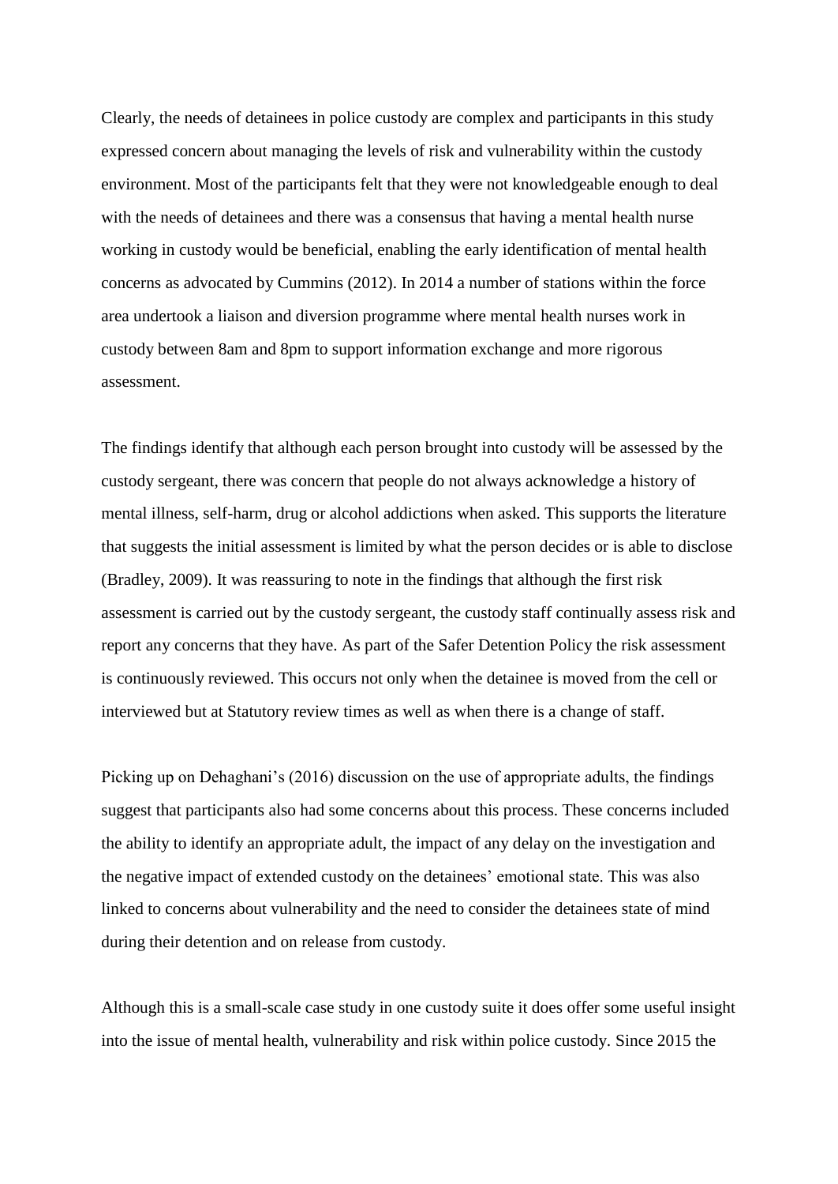Clearly, the needs of detainees in police custody are complex and participants in this study expressed concern about managing the levels of risk and vulnerability within the custody environment. Most of the participants felt that they were not knowledgeable enough to deal with the needs of detainees and there was a consensus that having a mental health nurse working in custody would be beneficial, enabling the early identification of mental health concerns as advocated by Cummins (2012). In 2014 a number of stations within the force area undertook a liaison and diversion programme where mental health nurses work in custody between 8am and 8pm to support information exchange and more rigorous assessment.

The findings identify that although each person brought into custody will be assessed by the custody sergeant, there was concern that people do not always acknowledge a history of mental illness, self-harm, drug or alcohol addictions when asked. This supports the literature that suggests the initial assessment is limited by what the person decides or is able to disclose (Bradley, 2009). It was reassuring to note in the findings that although the first risk assessment is carried out by the custody sergeant, the custody staff continually assess risk and report any concerns that they have. As part of the Safer Detention Policy the risk assessment is continuously reviewed. This occurs not only when the detainee is moved from the cell or interviewed but at Statutory review times as well as when there is a change of staff.

Picking up on Dehaghani's (2016) discussion on the use of appropriate adults, the findings suggest that participants also had some concerns about this process. These concerns included the ability to identify an appropriate adult, the impact of any delay on the investigation and the negative impact of extended custody on the detainees' emotional state. This was also linked to concerns about vulnerability and the need to consider the detainees state of mind during their detention and on release from custody.

Although this is a small-scale case study in one custody suite it does offer some useful insight into the issue of mental health, vulnerability and risk within police custody. Since 2015 the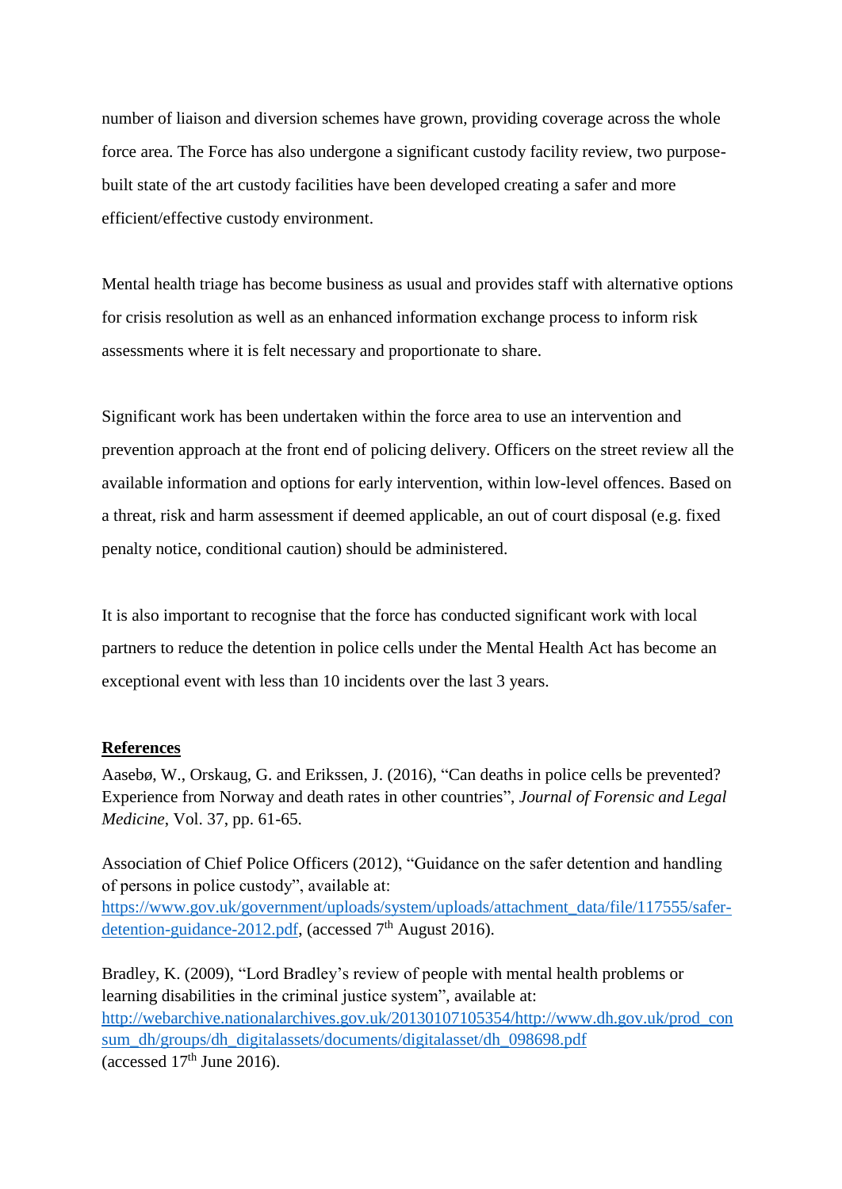number of liaison and diversion schemes have grown, providing coverage across the whole force area. The Force has also undergone a significant custody facility review, two purpose-built state of the art custody facilities have been developed creating a safer and more efficient/effective custody environment.

Mental health triage has become business as usual and provides staff with alternative options for crisis resolution as well as an enhanced information exchange process to inform risk assessments where it is felt necessary and proportionate to share.

Significant work has been undertaken within the force area to use an intervention and prevention approach at the front end of policing delivery. Officers on the street review all the available information and options for early intervention, within low-level offences. Based on a threat, risk and harm assessment if deemed applicable, an out of court disposal (e.g. fixed penalty notice, conditional caution) should be administered.

It is also important to recognise that the force has conducted significant work with local partners to reduce the detention in police cells under the Mental Health Act has become an exceptional event with less than 10 incidents over the last 3 years.

## References

Aasebø, W., Orskaug, G. and Erikssen, J. (2016), "Can deaths in police cells be prevented? Experience from Norway and death rates in other countries", *Journal of Forensic and Legal Medicine*, Vol. 37, pp. 61-65.

Association of Chief Police Officers (2012), "Guidance on the safer detention and handling of persons in police custody", available at: https://www.gov.uk/government/uploads/system/uploads/attachment_data/file/117555/safer-detention-guidance-2012.pdf, (accessed 7th August 2016).

Bradley, K. (2009), "Lord Bradley's review of people with mental health problems or learning disabilities in the criminal justice system", available at: http://webarchive.nationalarchives.gov.uk/20130107105354/http://www.dh.gov.uk/prod_consum_dh/groups/dh_digitalassets/documents/digitalasset/dh_098698.pdf (accessed 17th June 2016).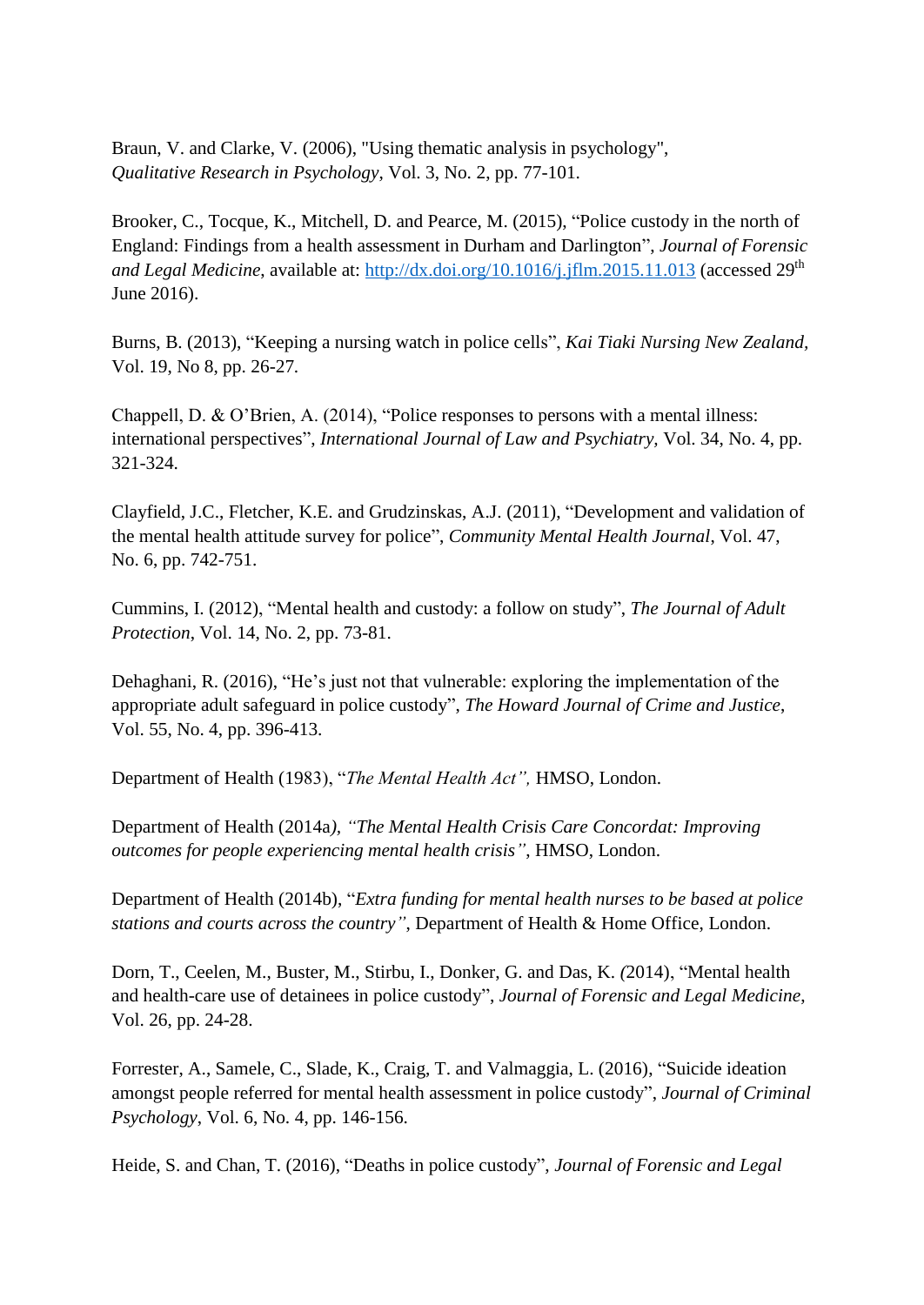Braun, V. and Clarke, V. (2006), "Using thematic analysis in psychology", *Qualitative Research in Psychology*, Vol. 3, No. 2, pp. 77-101.

Brooker, C., Tocque, K., Mitchell, D. and Pearce, M. (2015), "Police custody in the north of England: Findings from a health assessment in Durham and Darlington", *Journal of Forensic and Legal Medicine*, available at: http://dx.doi.org/10.1016/j.jflm.2015.11.013 (accessed 29th June 2016).

Burns, B. (2013), "Keeping a nursing watch in police cells", *Kai Tiaki Nursing New Zealand*, Vol. 19, No 8, pp. 26-27.

Chappell, D. & O'Brien, A. (2014), "Police responses to persons with a mental illness: international perspectives", *International Journal of Law and Psychiatry*, Vol. 34, No. 4, pp. 321-324.

Clayfield, J.C., Fletcher, K.E. and Grudzinskas, A.J. (2011), "Development and validation of the mental health attitude survey for police", *Community Mental Health Journal*, Vol. 47, No. 6, pp. 742-751.

Cummins, I. (2012), "Mental health and custody: a follow on study", *The Journal of Adult Protection*, Vol. 14, No. 2, pp. 73-81.

Dehaghani, R. (2016), "He's just not that vulnerable: exploring the implementation of the appropriate adult safeguard in police custody", *The Howard Journal of Crime and Justice*, Vol. 55, No. 4, pp. 396-413.

Department of Health (1983), "*The Mental Health Act"*, HMSO, London.

Department of Health (2014a), *"The Mental Health Crisis Care Concordat: Improving outcomes for people experiencing mental health crisis"*, HMSO, London.

Department of Health (2014b), "*Extra funding for mental health nurses to be based at police stations and courts across the country"*, Department of Health & Home Office, London.

Dorn, T., Ceelen, M., Buster, M., Stirbu, I., Donker, G. and Das, K. (2014), "Mental health and health-care use of detainees in police custody", *Journal of Forensic and Legal Medicine*, Vol. 26, pp. 24-28.

Forrester, A., Samele, C., Slade, K., Craig, T. and Valmaggia, L. (2016), "Suicide ideation amongst people referred for mental health assessment in police custody", *Journal of Criminal Psychology*, Vol. 6, No. 4, pp. 146-156.

Heide, S. and Chan, T. (2016), "Deaths in police custody", *Journal of Forensic and Legal*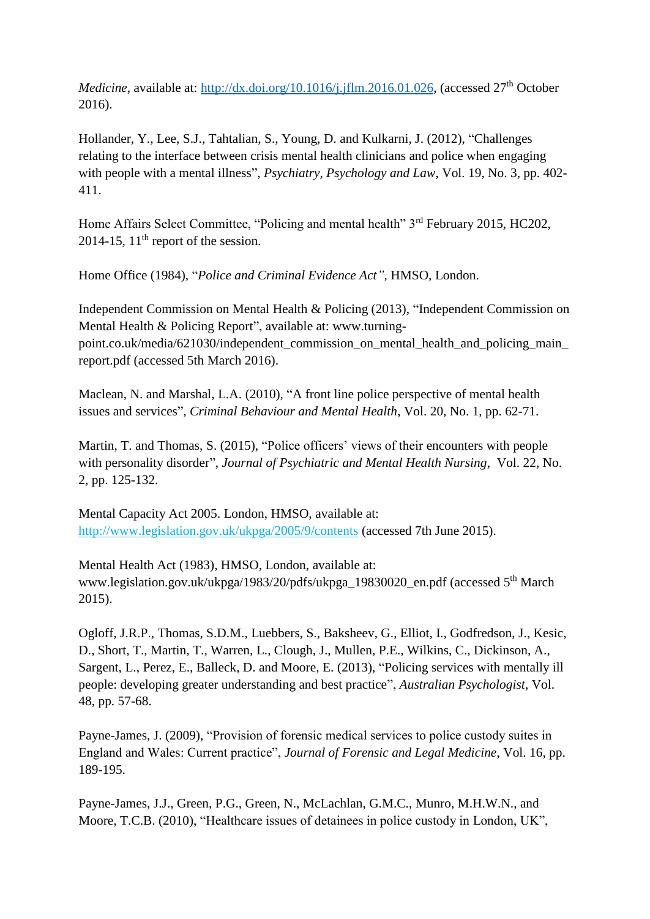*Medicine*, available at: http://dx.doi.org/10.1016/j.jflm.2016.01.026, (accessed 27th October 2016).

Hollander, Y., Lee, S.J., Tahtalian, S., Young, D. and Kulkarni, J. (2012), "Challenges relating to the interface between crisis mental health clinicians and police when engaging with people with a mental illness", *Psychiatry, Psychology and Law*, Vol. 19, No. 3, pp. 402-411.

Home Affairs Select Committee, "Policing and mental health" 3rd February 2015, HC202, 2014-15, 11th report of the session.

Home Office (1984), "*Police and Criminal Evidence Act"*, HMSO, London.

Independent Commission on Mental Health & Policing (2013), "Independent Commission on Mental Health & Policing Report", available at: www.turning-point.co.uk/media/621030/independent_commission_on_mental_health_and_policing_main_report.pdf (accessed 5th March 2016).

Maclean, N. and Marshal, L.A. (2010), "A front line police perspective of mental health issues and services", *Criminal Behaviour and Mental Health*, Vol. 20, No. 1, pp. 62-71.

Martin, T. and Thomas, S. (2015), "Police officers' views of their encounters with people with personality disorder", *Journal of Psychiatric and Mental Health Nursing*, Vol. 22, No. 2, pp. 125-132.

Mental Capacity Act 2005. London, HMSO, available at: http://www.legislation.gov.uk/ukpga/2005/9/contents (accessed 7th June 2015).

Mental Health Act (1983), HMSO, London, available at: www.legislation.gov.uk/ukpga/1983/20/pdfs/ukpga_19830020_en.pdf (accessed 5th March 2015).

Ogloff, J.R.P., Thomas, S.D.M., Luebbers, S., Baksheev, G., Elliot, I., Godfredson, J., Kesic, D., Short, T., Martin, T., Warren, L., Clough, J., Mullen, P.E., Wilkins, C., Dickinson, A., Sargent, L., Perez, E., Balleck, D. and Moore, E. (2013), "Policing services with mentally ill people: developing greater understanding and best practice", *Australian Psychologist*, Vol. 48, pp. 57-68.

Payne-James, J. (2009), "Provision of forensic medical services to police custody suites in England and Wales: Current practice", *Journal of Forensic and Legal Medicine*, Vol. 16, pp. 189-195.

Payne-James, J.J., Green, P.G., Green, N., McLachlan, G.M.C., Munro, M.H.W.N., and Moore, T.C.B. (2010), "Healthcare issues of detainees in police custody in London, UK",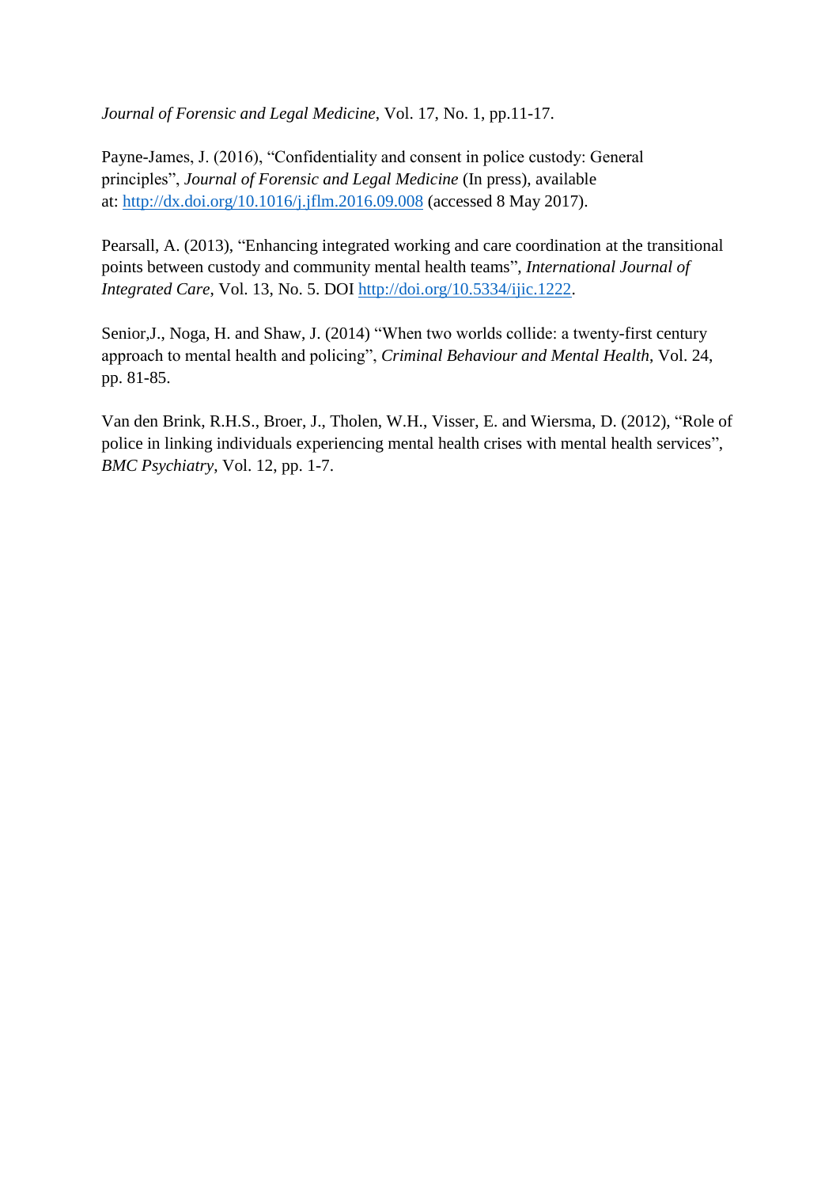*Journal of Forensic and Legal Medicine*, Vol. 17, No. 1, pp.11-17.

Payne-James, J. (2016), "Confidentiality and consent in police custody: General principles", *Journal of Forensic and Legal Medicine* (In press), available at: http://dx.doi.org/10.1016/j.jflm.2016.09.008 (accessed 8 May 2017).

Pearsall, A. (2013), "Enhancing integrated working and care coordination at the transitional points between custody and community mental health teams", *International Journal of Integrated Care*, Vol. 13, No. 5. DOI http://doi.org/10.5334/ijic.1222.

Senior,J., Noga, H. and Shaw, J. (2014) "When two worlds collide: a twenty-first century approach to mental health and policing", *Criminal Behaviour and Mental Health*, Vol. 24, pp. 81-85.

Van den Brink, R.H.S., Broer, J., Tholen, W.H., Visser, E. and Wiersma, D. (2012), "Role of police in linking individuals experiencing mental health crises with mental health services", *BMC Psychiatry*, Vol. 12, pp. 1-7.